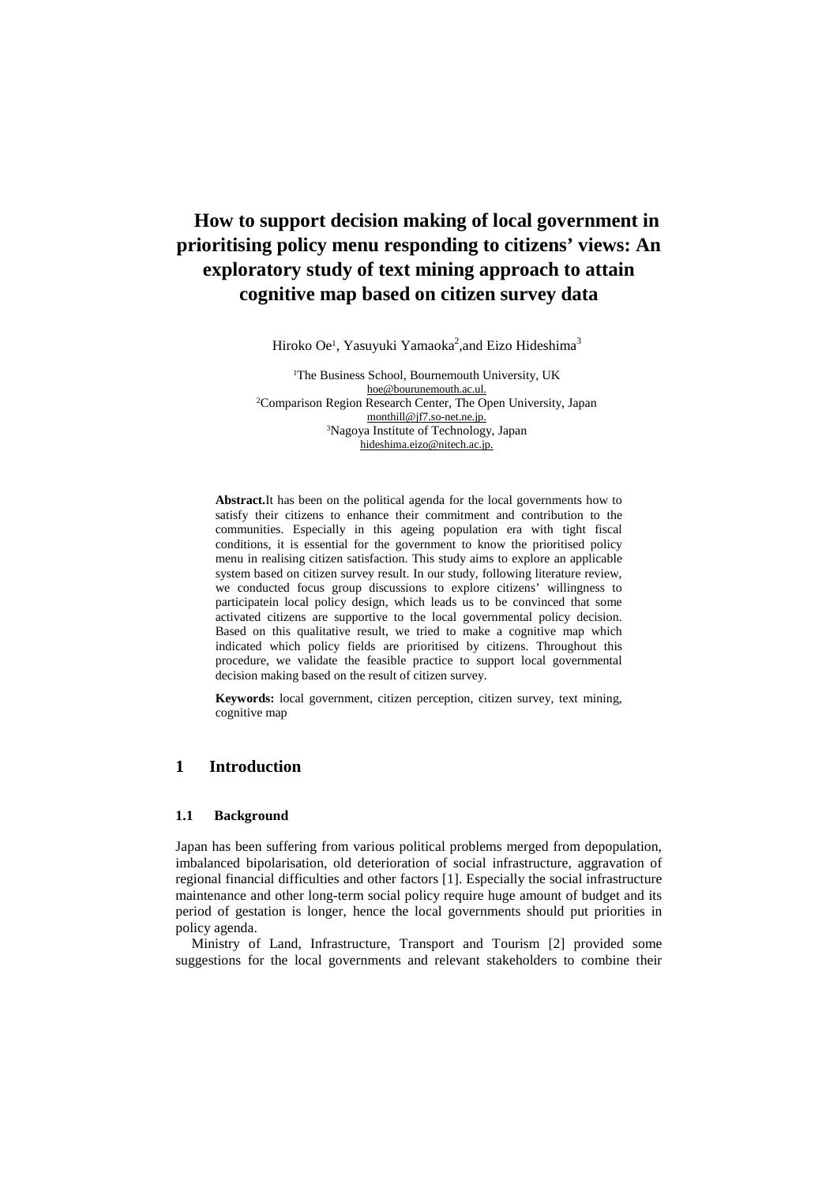# How to support decision making of local government in prioritising policy menu responding to citizens' views: An exploratory study of text mining approach to attain cognitive map based on citizen survey data

Hiroko Oe[1], Yasuyuki Yamaoka[2],and Eizo Hideshima[3]

[1]The Business School, Bournemouth University, UK
hoe@bourunemouth.ac.ul.
[2]Comparison Region Research Center, The Open University, Japan
monthill@jf7.so-net.ne.jp.
[3]Nagoya Institute of Technology, Japan
hideshima.eizo@nitech.ac.jp.

**Abstract.**It has been on the political agenda for the local governments how to satisfy their citizens to enhance their commitment and contribution to the communities. Especially in this ageing population era with tight fiscal conditions, it is essential for the government to know the prioritised policy menu in realising citizen satisfaction. This study aims to explore an applicable system based on citizen survey result. In our study, following literature review, we conducted focus group discussions to explore citizens' willingness to participatein local policy design, which leads us to be convinced that some activated citizens are supportive to the local governmental policy decision. Based on this qualitative result, we tried to make a cognitive map which indicated which policy fields are prioritised by citizens. Throughout this procedure, we validate the feasible practice to support local governmental decision making based on the result of citizen survey.

**Keywords:** local government, citizen perception, citizen survey, text mining, cognitive map

## 1 Introduction

### 1.1 Background

Japan has been suffering from various political problems merged from depopulation, imbalanced bipolarisation, old deterioration of social infrastructure, aggravation of regional financial difficulties and other factors [1]. Especially the social infrastructure maintenance and other long-term social policy require huge amount of budget and its period of gestation is longer, hence the local governments should put priorities in policy agenda.

Ministry of Land, Infrastructure, Transport and Tourism [2] provided some suggestions for the local governments and relevant stakeholders to combine their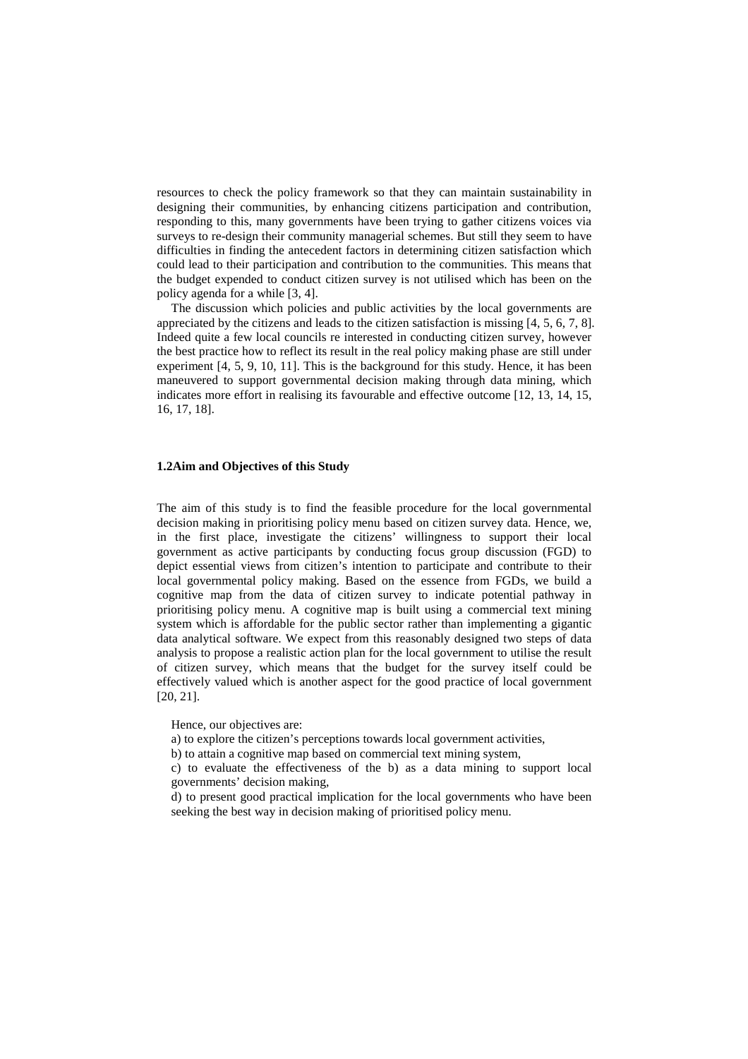resources to check the policy framework so that they can maintain sustainability in designing their communities, by enhancing citizens participation and contribution, responding to this, many governments have been trying to gather citizens voices via surveys to re-design their community managerial schemes. But still they seem to have difficulties in finding the antecedent factors in determining citizen satisfaction which could lead to their participation and contribution to the communities. This means that the budget expended to conduct citizen survey is not utilised which has been on the policy agenda for a while [3, 4].

The discussion which policies and public activities by the local governments are appreciated by the citizens and leads to the citizen satisfaction is missing [4, 5, 6, 7, 8]. Indeed quite a few local councils re interested in conducting citizen survey, however the best practice how to reflect its result in the real policy making phase are still under experiment [4, 5, 9, 10, 11]. This is the background for this study. Hence, it has been maneuvered to support governmental decision making through data mining, which indicates more effort in realising its favourable and effective outcome [12, 13, 14, 15, 16, 17, 18].

### 1.2Aim and Objectives of this Study

The aim of this study is to find the feasible procedure for the local governmental decision making in prioritising policy menu based on citizen survey data. Hence, we, in the first place, investigate the citizens' willingness to support their local government as active participants by conducting focus group discussion (FGD) to depict essential views from citizen's intention to participate and contribute to their local governmental policy making. Based on the essence from FGDs, we build a cognitive map from the data of citizen survey to indicate potential pathway in prioritising policy menu. A cognitive map is built using a commercial text mining system which is affordable for the public sector rather than implementing a gigantic data analytical software. We expect from this reasonably designed two steps of data analysis to propose a realistic action plan for the local government to utilise the result of citizen survey, which means that the budget for the survey itself could be effectively valued which is another aspect for the good practice of local government [20, 21].

Hence, our objectives are:

a) to explore the citizen's perceptions towards local government activities,

b) to attain a cognitive map based on commercial text mining system,

c) to evaluate the effectiveness of the b) as a data mining to support local governments' decision making,

d) to present good practical implication for the local governments who have been seeking the best way in decision making of prioritised policy menu.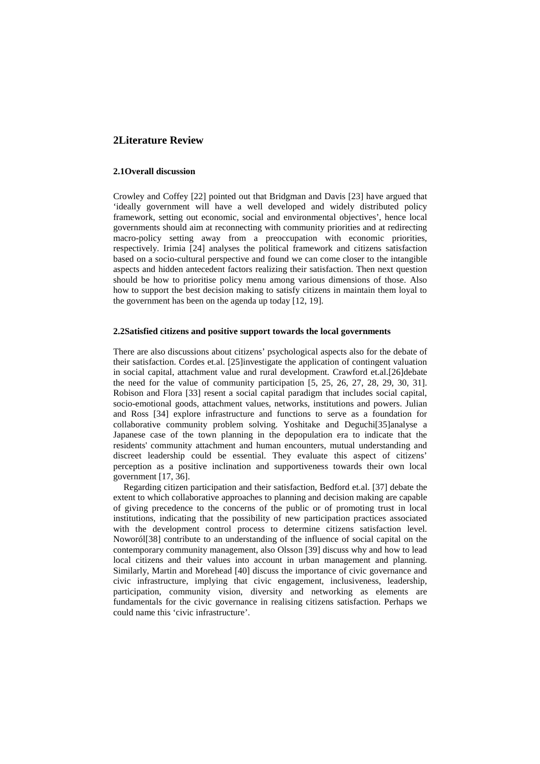## 2 Literature Review

### 2.1 Overall discussion

Crowley and Coffey [22] pointed out that Bridgman and Davis [23] have argued that 'ideally government will have a well developed and widely distributed policy framework, setting out economic, social and environmental objectives', hence local governments should aim at reconnecting with community priorities and at redirecting macro-policy setting away from a preoccupation with economic priorities, respectively. Irimia [24] analyses the political framework and citizens satisfaction based on a socio-cultural perspective and found we can come closer to the intangible aspects and hidden antecedent factors realizing their satisfaction. Then next question should be how to prioritise policy menu among various dimensions of those. Also how to support the best decision making to satisfy citizens in maintain them loyal to the government has been on the agenda up today [12, 19].

### 2.2 Satisfied citizens and positive support towards the local governments

There are also discussions about citizens' psychological aspects also for the debate of their satisfaction. Cordes et.al. [25]investigate the application of contingent valuation in social capital, attachment value and rural development. Crawford et.al.[26]debate the need for the value of community participation [5, 25, 26, 27, 28, 29, 30, 31]. Robison and Flora [33] resent a social capital paradigm that includes social capital, socio-emotional goods, attachment values, networks, institutions and powers. Julian and Ross [34] explore infrastructure and functions to serve as a foundation for collaborative community problem solving. Yoshitake and Deguchi[35]analyse a Japanese case of the town planning in the depopulation era to indicate that the residents' community attachment and human encounters, mutual understanding and discreet leadership could be essential. They evaluate this aspect of citizens' perception as a positive inclination and supportiveness towards their own local government [17, 36].

Regarding citizen participation and their satisfaction, Bedford et.al. [37] debate the extent to which collaborative approaches to planning and decision making are capable of giving precedence to the concerns of the public or of promoting trust in local institutions, indicating that the possibility of new participation practices associated with the development control process to determine citizens satisfaction level. Noworól[38] contribute to an understanding of the influence of social capital on the contemporary community management, also Olsson [39] discuss why and how to lead local citizens and their values into account in urban management and planning. Similarly, Martin and Morehead [40] discuss the importance of civic governance and civic infrastructure, implying that civic engagement, inclusiveness, leadership, participation, community vision, diversity and networking as elements are fundamentals for the civic governance in realising citizens satisfaction. Perhaps we could name this 'civic infrastructure'.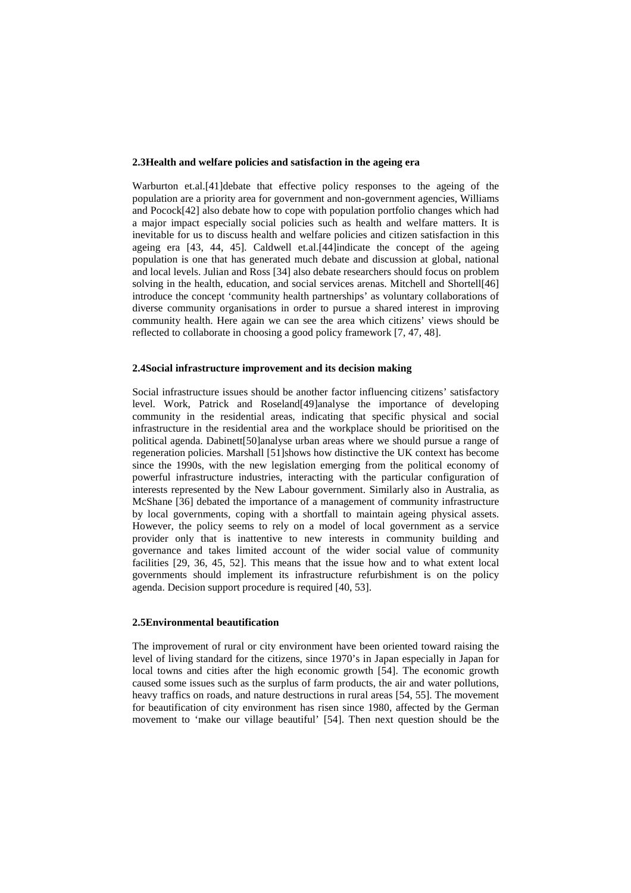### 2.3Health and welfare policies and satisfaction in the ageing era

Warburton et.al.[41]debate that effective policy responses to the ageing of the population are a priority area for government and non-government agencies, Williams and Pocock[42] also debate how to cope with population portfolio changes which had a major impact especially social policies such as health and welfare matters. It is inevitable for us to discuss health and welfare policies and citizen satisfaction in this ageing era [43, 44, 45]. Caldwell et.al.[44]indicate the concept of the ageing population is one that has generated much debate and discussion at global, national and local levels. Julian and Ross [34] also debate researchers should focus on problem solving in the health, education, and social services arenas. Mitchell and Shortell[46] introduce the concept 'community health partnerships' as voluntary collaborations of diverse community organisations in order to pursue a shared interest in improving community health. Here again we can see the area which citizens' views should be reflected to collaborate in choosing a good policy framework [7, 47, 48].

### 2.4Social infrastructure improvement and its decision making

Social infrastructure issues should be another factor influencing citizens' satisfactory level. Work, Patrick and Roseland[49]analyse the importance of developing community in the residential areas, indicating that specific physical and social infrastructure in the residential area and the workplace should be prioritised on the political agenda. Dabinett[50]analyse urban areas where we should pursue a range of regeneration policies. Marshall [51]shows how distinctive the UK context has become since the 1990s, with the new legislation emerging from the political economy of powerful infrastructure industries, interacting with the particular configuration of interests represented by the New Labour government. Similarly also in Australia, as McShane [36] debated the importance of a management of community infrastructure by local governments, coping with a shortfall to maintain ageing physical assets. However, the policy seems to rely on a model of local government as a service provider only that is inattentive to new interests in community building and governance and takes limited account of the wider social value of community facilities [29, 36, 45, 52]. This means that the issue how and to what extent local governments should implement its infrastructure refurbishment is on the policy agenda. Decision support procedure is required [40, 53].

### 2.5Environmental beautification

The improvement of rural or city environment have been oriented toward raising the level of living standard for the citizens, since 1970's in Japan especially in Japan for local towns and cities after the high economic growth [54]. The economic growth caused some issues such as the surplus of farm products, the air and water pollutions, heavy traffics on roads, and nature destructions in rural areas [54, 55]. The movement for beautification of city environment has risen since 1980, affected by the German movement to 'make our village beautiful' [54]. Then next question should be the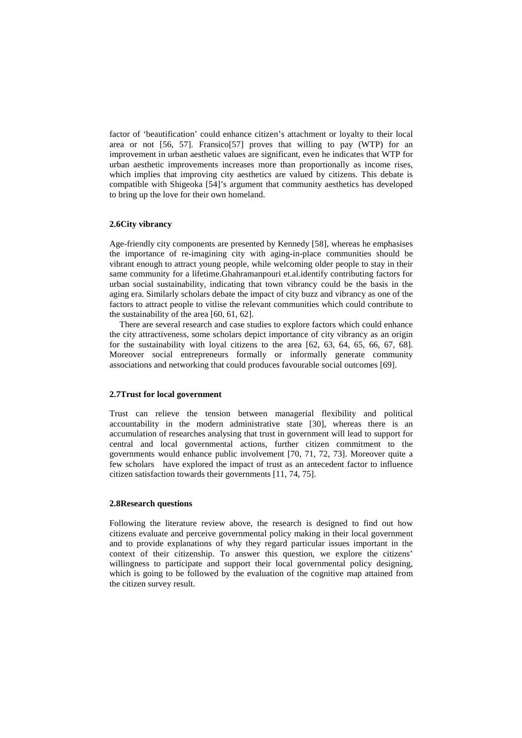factor of 'beautification' could enhance citizen's attachment or loyalty to their local area or not [56, 57]. Fransico[57] proves that willing to pay (WTP) for an improvement in urban aesthetic values are significant, even he indicates that WTP for urban aesthetic improvements increases more than proportionally as income rises, which implies that improving city aesthetics are valued by citizens. This debate is compatible with Shigeoka [54]'s argument that community aesthetics has developed to bring up the love for their own homeland.

### 2.6City vibrancy

Age-friendly city components are presented by Kennedy [58], whereas he emphasises the importance of re-imagining city with aging-in-place communities should be vibrant enough to attract young people, while welcoming older people to stay in their same community for a lifetime.Ghahramanpouri et.al.identify contributing factors for urban social sustainability, indicating that town vibrancy could be the basis in the aging era. Similarly scholars debate the impact of city buzz and vibrancy as one of the factors to attract people to vitlise the relevant communities which could contribute to the sustainability of the area [60, 61, 62].

There are several research and case studies to explore factors which could enhance the city attractiveness, some scholars depict importance of city vibrancy as an origin for the sustainability with loyal citizens to the area [62, 63, 64, 65, 66, 67, 68]. Moreover social entrepreneurs formally or informally generate community associations and networking that could produces favourable social outcomes [69].

### 2.7Trust for local government

Trust can relieve the tension between managerial flexibility and political accountability in the modern administrative state [30], whereas there is an accumulation of researches analysing that trust in government will lead to support for central and local governmental actions, further citizen commitment to the governments would enhance public involvement [70, 71, 72, 73]. Moreover quite a few scholars have explored the impact of trust as an antecedent factor to influence citizen satisfaction towards their governments [11, 74, 75].

### 2.8Research questions

Following the literature review above, the research is designed to find out how citizens evaluate and perceive governmental policy making in their local government and to provide explanations of why they regard particular issues important in the context of their citizenship. To answer this question, we explore the citizens' willingness to participate and support their local governmental policy designing, which is going to be followed by the evaluation of the cognitive map attained from the citizen survey result.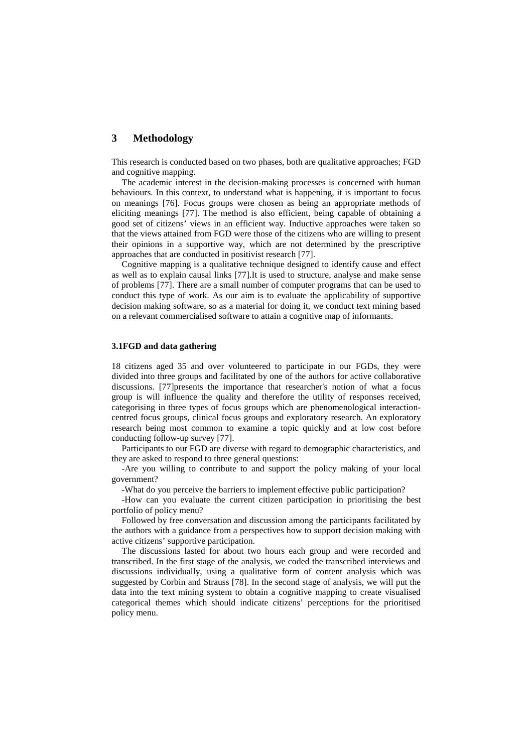## 3 Methodology

This research is conducted based on two phases, both are qualitative approaches; FGD and cognitive mapping.

The academic interest in the decision-making processes is concerned with human behaviours. In this context, to understand what is happening, it is important to focus on meanings [76]. Focus groups were chosen as being an appropriate methods of eliciting meanings [77]. The method is also efficient, being capable of obtaining a good set of citizens' views in an efficient way. Inductive approaches were taken so that the views attained from FGD were those of the citizens who are willing to present their opinions in a supportive way, which are not determined by the prescriptive approaches that are conducted in positivist research [77].

Cognitive mapping is a qualitative technique designed to identify cause and effect as well as to explain causal links [77].It is used to structure, analyse and make sense of problems [77]. There are a small number of computer programs that can be used to conduct this type of work. As our aim is to evaluate the applicability of supportive decision making software, so as a material for doing it, we conduct text mining based on a relevant commercialised software to attain a cognitive map of informants.

### 3.1FGD and data gathering

18 citizens aged 35 and over volunteered to participate in our FGDs, they were divided into three groups and facilitated by one of the authors for active collaborative discussions. [77]presents the importance that researcher's notion of what a focus group is will influence the quality and therefore the utility of responses received, categorising in three types of focus groups which are phenomenological interaction-centred focus groups, clinical focus groups and exploratory research. An exploratory research being most common to examine a topic quickly and at low cost before conducting follow-up survey [77].

Participants to our FGD are diverse with regard to demographic characteristics, and they are asked to respond to three general questions:

-Are you willing to contribute to and support the policy making of your local government?

-What do you perceive the barriers to implement effective public participation?

-How can you evaluate the current citizen participation in prioritising the best portfolio of policy menu?

Followed by free conversation and discussion among the participants facilitated by the authors with a guidance from a perspectives how to support decision making with active citizens' supportive participation.

The discussions lasted for about two hours each group and were recorded and transcribed. In the first stage of the analysis, we coded the transcribed interviews and discussions individually, using a qualitative form of content analysis which was suggested by Corbin and Strauss [78]. In the second stage of analysis, we will put the data into the text mining system to obtain a cognitive mapping to create visualised categorical themes which should indicate citizens' perceptions for the prioritised policy menu.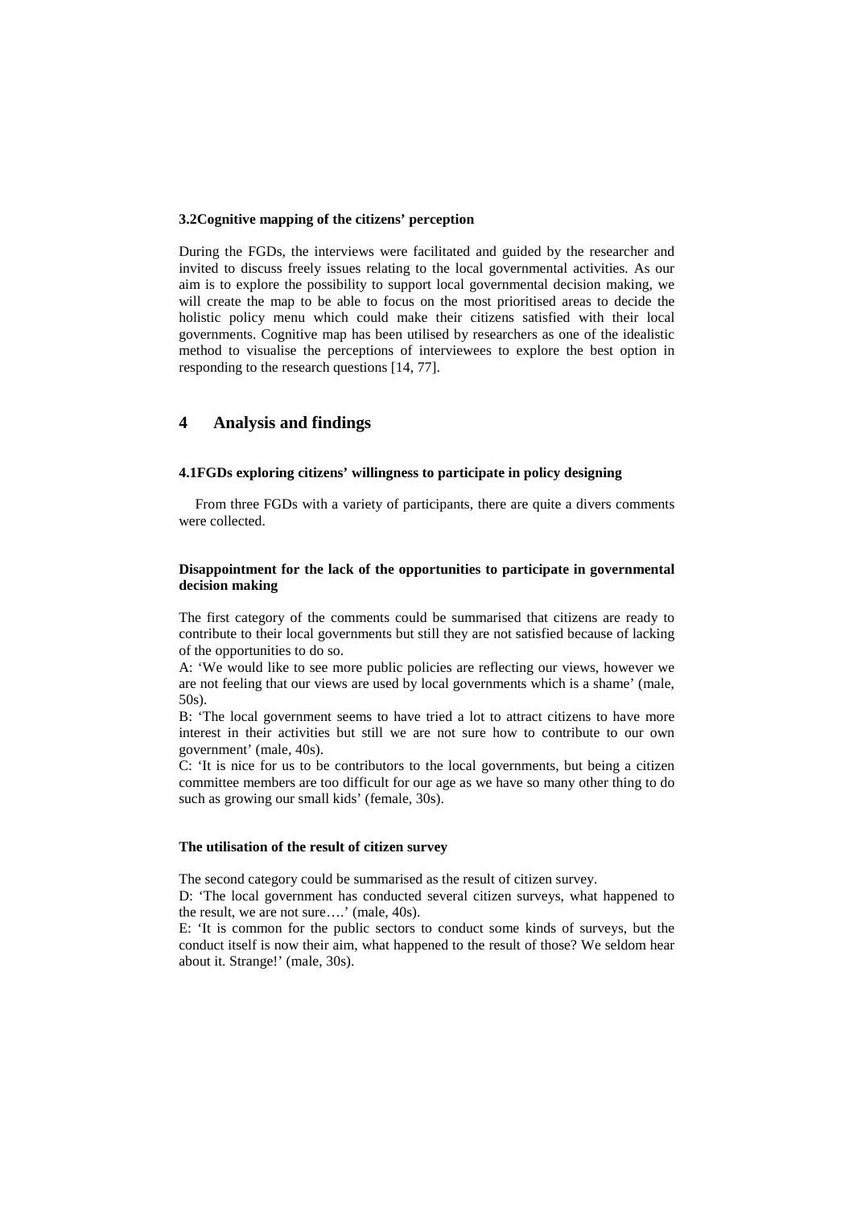### 3.2 Cognitive mapping of the citizens' perception

During the FGDs, the interviews were facilitated and guided by the researcher and invited to discuss freely issues relating to the local governmental activities. As our aim is to explore the possibility to support local governmental decision making, we will create the map to be able to focus on the most prioritised areas to decide the holistic policy menu which could make their citizens satisfied with their local governments. Cognitive map has been utilised by researchers as one of the idealistic method to visualise the perceptions of interviewees to explore the best option in responding to the research questions [14, 77].

## 4 Analysis and findings

### 4.1 FGDs exploring citizens' willingness to participate in policy designing

From three FGDs with a variety of participants, there are quite a divers comments were collected.

**Disappointment for the lack of the opportunities to participate in governmental decision making**

The first category of the comments could be summarised that citizens are ready to contribute to their local governments but still they are not satisfied because of lacking of the opportunities to do so.

A: 'We would like to see more public policies are reflecting our views, however we are not feeling that our views are used by local governments which is a shame' (male, 50s).

B: 'The local government seems to have tried a lot to attract citizens to have more interest in their activities but still we are not sure how to contribute to our own government' (male, 40s).

C: 'It is nice for us to be contributors to the local governments, but being a citizen committee members are too difficult for our age as we have so many other thing to do such as growing our small kids' (female, 30s).

**The utilisation of the result of citizen survey**

The second category could be summarised as the result of citizen survey.

D: 'The local government has conducted several citizen surveys, what happened to the result, we are not sure….' (male, 40s).

E: 'It is common for the public sectors to conduct some kinds of surveys, but the conduct itself is now their aim, what happened to the result of those? We seldom hear about it. Strange!' (male, 30s).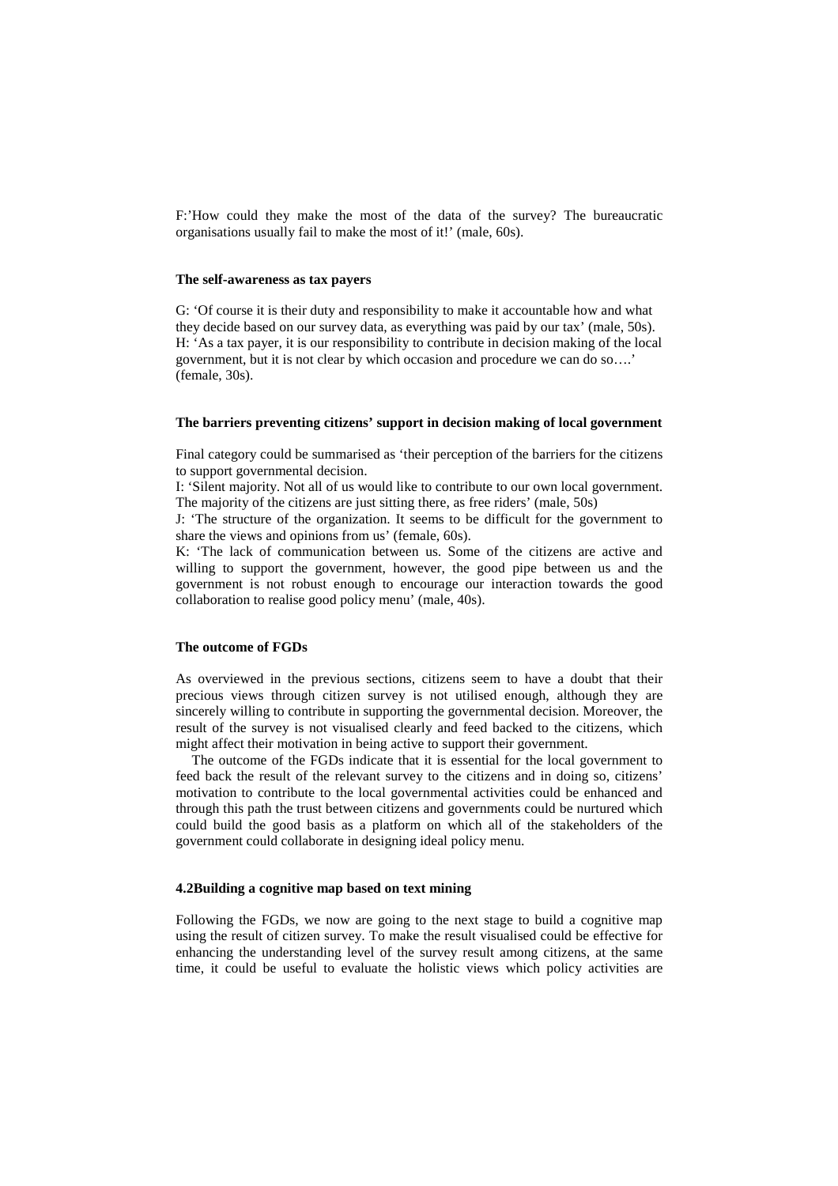F:'How could they make the most of the data of the survey? The bureaucratic organisations usually fail to make the most of it!' (male, 60s).

**The self-awareness as tax payers**

G: 'Of course it is their duty and responsibility to make it accountable how and what they decide based on our survey data, as everything was paid by our tax' (male, 50s).
H: 'As a tax payer, it is our responsibility to contribute in decision making of the local government, but it is not clear by which occasion and procedure we can do so….' (female, 30s).

**The barriers preventing citizens' support in decision making of local government**

Final category could be summarised as 'their perception of the barriers for the citizens to support governmental decision.
I: 'Silent majority. Not all of us would like to contribute to our own local government. The majority of the citizens are just sitting there, as free riders' (male, 50s)
J: 'The structure of the organization. It seems to be difficult for the government to share the views and opinions from us' (female, 60s).
K: 'The lack of communication between us. Some of the citizens are active and willing to support the government, however, the good pipe between us and the government is not robust enough to encourage our interaction towards the good collaboration to realise good policy menu' (male, 40s).

**The outcome of FGDs**

As overviewed in the previous sections, citizens seem to have a doubt that their precious views through citizen survey is not utilised enough, although they are sincerely willing to contribute in supporting the governmental decision. Moreover, the result of the survey is not visualised clearly and feed backed to the citizens, which might affect their motivation in being active to support their government.

The outcome of the FGDs indicate that it is essential for the local government to feed back the result of the relevant survey to the citizens and in doing so, citizens' motivation to contribute to the local governmental activities could be enhanced and through this path the trust between citizens and governments could be nurtured which could build the good basis as a platform on which all of the stakeholders of the government could collaborate in designing ideal policy menu.

**4.2Building a cognitive map based on text mining**

Following the FGDs, we now are going to the next stage to build a cognitive map using the result of citizen survey. To make the result visualised could be effective for enhancing the understanding level of the survey result among citizens, at the same time, it could be useful to evaluate the holistic views which policy activities are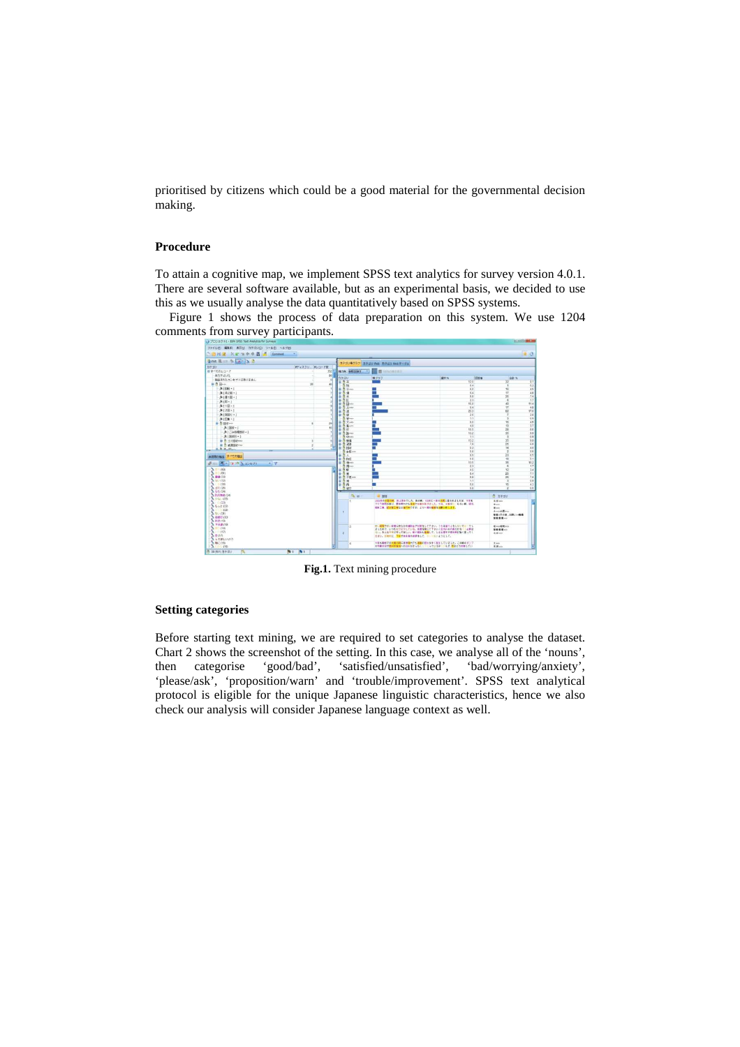prioritised by citizens which could be a good material for the governmental decision making.

### Procedure

To attain a cognitive map, we implement SPSS text analytics for survey version 4.0.1. There are several software available, but as an experimental basis, we decided to use this as we usually analyse the data quantitatively based on SPSS systems.

Figure 1 shows the process of data preparation on this system. We use 1204 comments from survey participants.

**Fig.1.** Text mining procedure

### Setting categories

Before starting text mining, we are required to set categories to analyse the dataset. Chart 2 shows the screenshot of the setting. In this case, we analyse all of the 'nouns', then categorise 'good/bad', 'satisfied/unsatisfied', 'bad/worrying/anxiety', 'please/ask', 'proposition/warn' and 'trouble/improvement'. SPSS text analytical protocol is eligible for the unique Japanese linguistic characteristics, hence we also check our analysis will consider Japanese language context as well.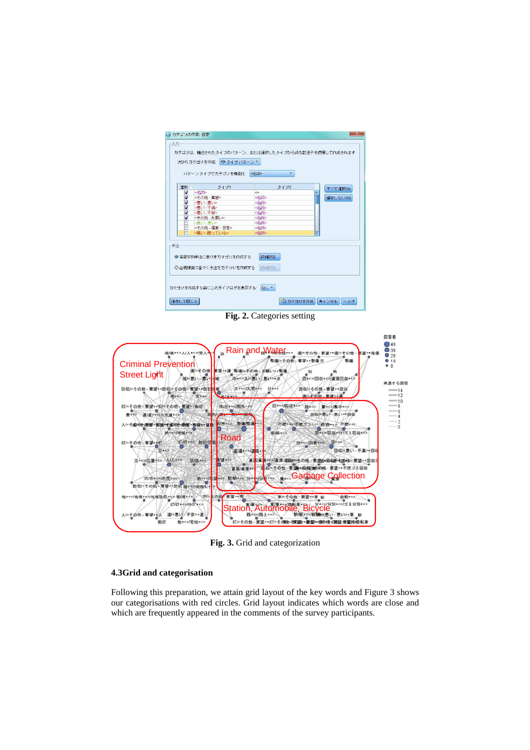Fig. 2. Categories setting

Fig. 3. Grid and categorization

### 4.3Grid and categorisation

Following this preparation, we attain grid layout of the key words and Figure 3 shows our categorisations with red circles. Grid layout indicates which words are close and which are frequently appeared in the comments of the survey participants.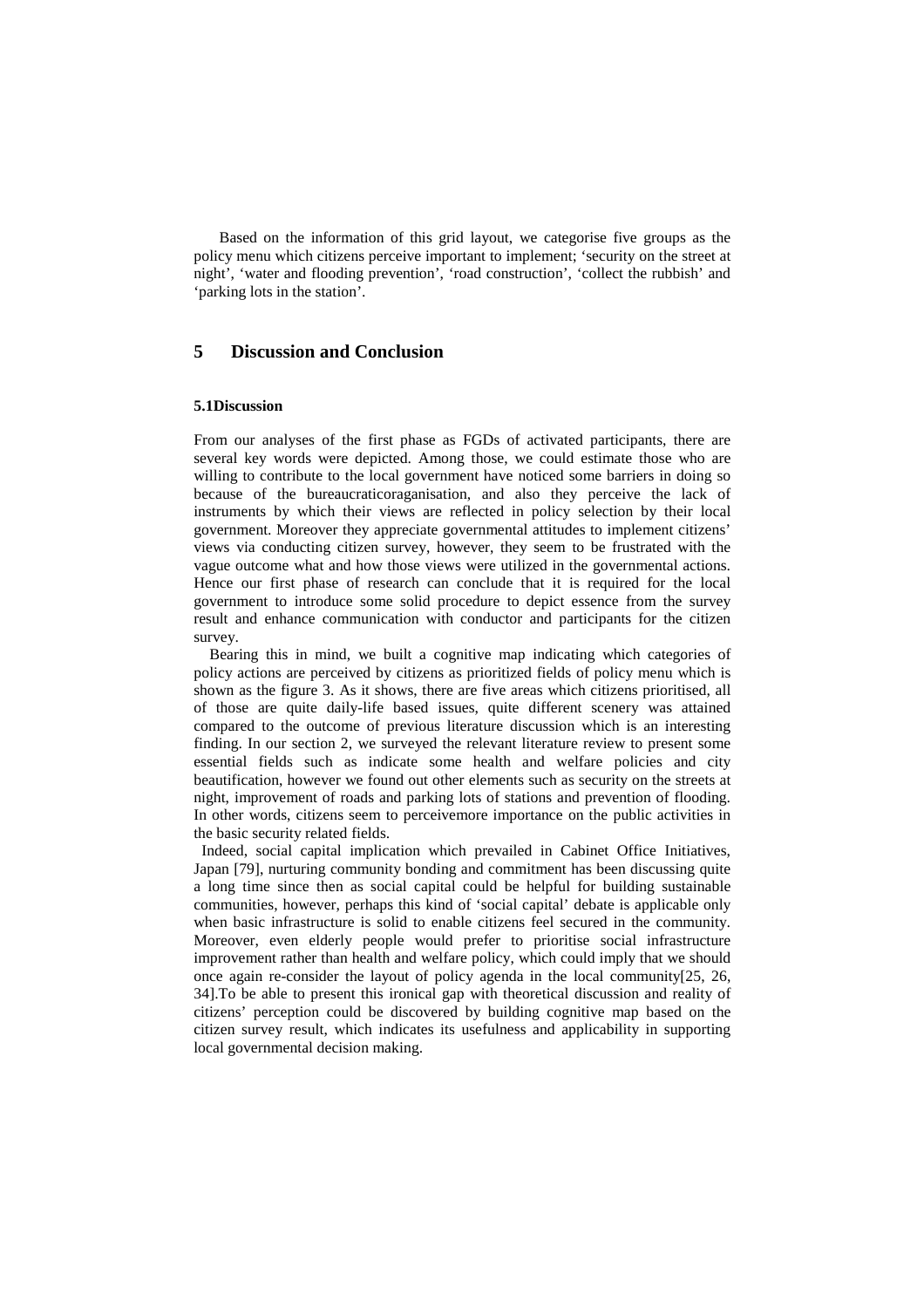Based on the information of this grid layout, we categorise five groups as the policy menu which citizens perceive important to implement; 'security on the street at night', 'water and flooding prevention', 'road construction', 'collect the rubbish' and 'parking lots in the station'.

## 5 Discussion and Conclusion

### 5.1Discussion

From our analyses of the first phase as FGDs of activated participants, there are several key words were depicted. Among those, we could estimate those who are willing to contribute to the local government have noticed some barriers in doing so because of the bureaucraticoraganisation, and also they perceive the lack of instruments by which their views are reflected in policy selection by their local government. Moreover they appreciate governmental attitudes to implement citizens' views via conducting citizen survey, however, they seem to be frustrated with the vague outcome what and how those views were utilized in the governmental actions. Hence our first phase of research can conclude that it is required for the local government to introduce some solid procedure to depict essence from the survey result and enhance communication with conductor and participants for the citizen survey.

Bearing this in mind, we built a cognitive map indicating which categories of policy actions are perceived by citizens as prioritized fields of policy menu which is shown as the figure 3. As it shows, there are five areas which citizens prioritised, all of those are quite daily-life based issues, quite different scenery was attained compared to the outcome of previous literature discussion which is an interesting finding. In our section 2, we surveyed the relevant literature review to present some essential fields such as indicate some health and welfare policies and city beautification, however we found out other elements such as security on the streets at night, improvement of roads and parking lots of stations and prevention of flooding. In other words, citizens seem to perceivemore importance on the public activities in the basic security related fields.

Indeed, social capital implication which prevailed in Cabinet Office Initiatives, Japan [79], nurturing community bonding and commitment has been discussing quite a long time since then as social capital could be helpful for building sustainable communities, however, perhaps this kind of 'social capital' debate is applicable only when basic infrastructure is solid to enable citizens feel secured in the community. Moreover, even elderly people would prefer to prioritise social infrastructure improvement rather than health and welfare policy, which could imply that we should once again re-consider the layout of policy agenda in the local community[25, 26, 34].To be able to present this ironical gap with theoretical discussion and reality of citizens' perception could be discovered by building cognitive map based on the citizen survey result, which indicates its usefulness and applicability in supporting local governmental decision making.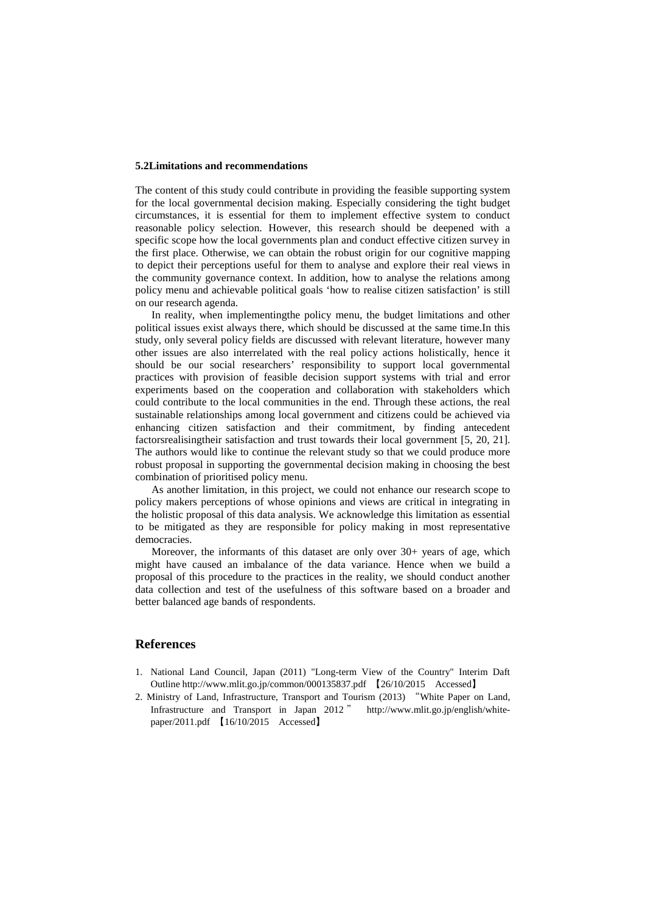### 5.2Limitations and recommendations

The content of this study could contribute in providing the feasible supporting system for the local governmental decision making. Especially considering the tight budget circumstances, it is essential for them to implement effective system to conduct reasonable policy selection. However, this research should be deepened with a specific scope how the local governments plan and conduct effective citizen survey in the first place. Otherwise, we can obtain the robust origin for our cognitive mapping to depict their perceptions useful for them to analyse and explore their real views in the community governance context. In addition, how to analyse the relations among policy menu and achievable political goals 'how to realise citizen satisfaction' is still on our research agenda.

In reality, when implementingthe policy menu, the budget limitations and other political issues exist always there, which should be discussed at the same time.In this study, only several policy fields are discussed with relevant literature, however many other issues are also interrelated with the real policy actions holistically, hence it should be our social researchers' responsibility to support local governmental practices with provision of feasible decision support systems with trial and error experiments based on the cooperation and collaboration with stakeholders which could contribute to the local communities in the end. Through these actions, the real sustainable relationships among local government and citizens could be achieved via enhancing citizen satisfaction and their commitment, by finding antecedent factorsrealisingtheir satisfaction and trust towards their local government [5, 20, 21]. The authors would like to continue the relevant study so that we could produce more robust proposal in supporting the governmental decision making in choosing the best combination of prioritised policy menu.

As another limitation, in this project, we could not enhance our research scope to policy makers perceptions of whose opinions and views are critical in integrating in the holistic proposal of this data analysis. We acknowledge this limitation as essential to be mitigated as they are responsible for policy making in most representative democracies.

Moreover, the informants of this dataset are only over 30+ years of age, which might have caused an imbalance of the data variance. Hence when we build a proposal of this procedure to the practices in the reality, we should conduct another data collection and test of the usefulness of this software based on a broader and better balanced age bands of respondents.

## References

1. National Land Council, Japan (2011) "Long-term View of the Country" Interim Daft Outline http://www.mlit.go.jp/common/000135837.pdf 【26/10/2015 Accessed】
2. Ministry of Land, Infrastructure, Transport and Tourism (2013) "White Paper on Land, Infrastructure and Transport in Japan 2012" http://www.mlit.go.jp/english/white-paper/2011.pdf 【16/10/2015 Accessed】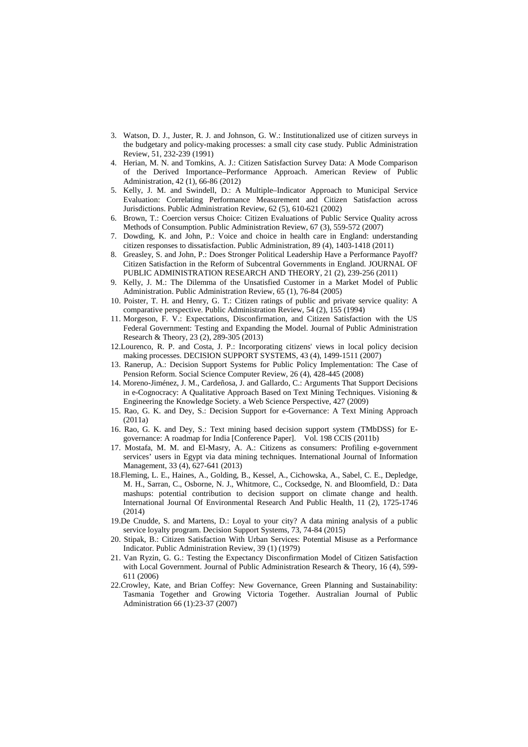3. Watson, D. J., Juster, R. J. and Johnson, G. W.: Institutionalized use of citizen surveys in the budgetary and policy-making processes: a small city case study. Public Administration Review, 51, 232-239 (1991)
4. Herian, M. N. and Tomkins, A. J.: Citizen Satisfaction Survey Data: A Mode Comparison of the Derived Importance–Performance Approach. American Review of Public Administration, 42 (1), 66-86 (2012)
5. Kelly, J. M. and Swindell, D.: A Multiple–Indicator Approach to Municipal Service Evaluation: Correlating Performance Measurement and Citizen Satisfaction across Jurisdictions. Public Administration Review, 62 (5), 610-621 (2002)
6. Brown, T.: Coercion versus Choice: Citizen Evaluations of Public Service Quality across Methods of Consumption. Public Administration Review, 67 (3), 559-572 (2007)
7. Dowding, K. and John, P.: Voice and choice in health care in England: understanding citizen responses to dissatisfaction. Public Administration, 89 (4), 1403-1418 (2011)
8. Greasley, S. and John, P.: Does Stronger Political Leadership Have a Performance Payoff? Citizen Satisfaction in the Reform of Subcentral Governments in England. JOURNAL OF PUBLIC ADMINISTRATION RESEARCH AND THEORY, 21 (2), 239-256 (2011)
9. Kelly, J. M.: The Dilemma of the Unsatisfied Customer in a Market Model of Public Administration. Public Administration Review, 65 (1), 76-84 (2005)
10. Poister, T. H. and Henry, G. T.: Citizen ratings of public and private service quality: A comparative perspective. Public Administration Review, 54 (2), 155 (1994)
11. Morgeson, F. V.: Expectations, Disconfirmation, and Citizen Satisfaction with the US Federal Government: Testing and Expanding the Model. Journal of Public Administration Research & Theory, 23 (2), 289-305 (2013)
12. Lourenco, R. P. and Costa, J. P.: Incorporating citizens' views in local policy decision making processes. DECISION SUPPORT SYSTEMS, 43 (4), 1499-1511 (2007)
13. Ranerup, A.: Decision Support Systems for Public Policy Implementation: The Case of Pension Reform. Social Science Computer Review, 26 (4), 428-445 (2008)
14. Moreno-Jiménez, J. M., Cardeñosa, J. and Gallardo, C.: Arguments That Support Decisions in e-Cognocracy: A Qualitative Approach Based on Text Mining Techniques. Visioning & Engineering the Knowledge Society. a Web Science Perspective, 427 (2009)
15. Rao, G. K. and Dey, S.: Decision Support for e-Governance: A Text Mining Approach (2011a)
16. Rao, G. K. and Dey, S.: Text mining based decision support system (TMbDSS) for E-governance: A roadmap for India [Conference Paper]. Vol. 198 CCIS (2011b)
17. Mostafa, M. M. and El-Masry, A. A.: Citizens as consumers: Profiling e-government services' users in Egypt via data mining techniques. International Journal of Information Management, 33 (4), 627-641 (2013)
18. Fleming, L. E., Haines, A., Golding, B., Kessel, A., Cichowska, A., Sabel, C. E., Depledge, M. H., Sarran, C., Osborne, N. J., Whitmore, C., Cocksedge, N. and Bloomfield, D.: Data mashups: potential contribution to decision support on climate change and health. International Journal Of Environmental Research And Public Health, 11 (2), 1725-1746 (2014)
19. De Cnudde, S. and Martens, D.: Loyal to your city? A data mining analysis of a public service loyalty program. Decision Support Systems, 73, 74-84 (2015)
20. Stipak, B.: Citizen Satisfaction With Urban Services: Potential Misuse as a Performance Indicator. Public Administration Review, 39 (1) (1979)
21. Van Ryzin, G. G.: Testing the Expectancy Disconfirmation Model of Citizen Satisfaction with Local Government. Journal of Public Administration Research & Theory, 16 (4), 599-611 (2006)
22. Crowley, Kate, and Brian Coffey: New Governance, Green Planning and Sustainability: Tasmania Together and Growing Victoria Together. Australian Journal of Public Administration 66 (1):23-37 (2007)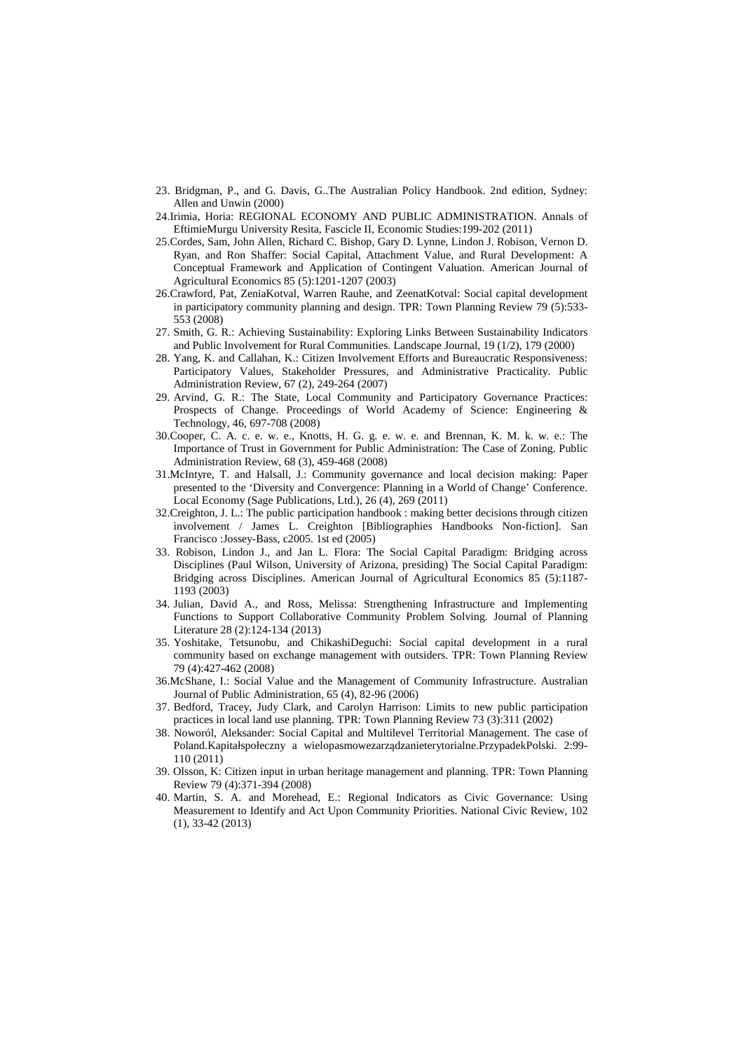23. Bridgman, P., and G. Davis, G..The Australian Policy Handbook. 2nd edition, Sydney: Allen and Unwin (2000)
24. Irimia, Horia: REGIONAL ECONOMY AND PUBLIC ADMINISTRATION. Annals of EftimieMurgu University Resita, Fascicle II, Economic Studies:199-202 (2011)
25. Cordes, Sam, John Allen, Richard C. Bishop, Gary D. Lynne, Lindon J. Robison, Vernon D. Ryan, and Ron Shaffer: Social Capital, Attachment Value, and Rural Development: A Conceptual Framework and Application of Contingent Valuation. American Journal of Agricultural Economics 85 (5):1201-1207 (2003)
26. Crawford, Pat, ZeniaKotval, Warren Rauhe, and ZeenatKotval: Social capital development in participatory community planning and design. TPR: Town Planning Review 79 (5):533-553 (2008)
27. Smith, G. R.: Achieving Sustainability: Exploring Links Between Sustainability Indicators and Public Involvement for Rural Communities. Landscape Journal, 19 (1/2), 179 (2000)
28. Yang, K. and Callahan, K.: Citizen Involvement Efforts and Bureaucratic Responsiveness: Participatory Values, Stakeholder Pressures, and Administrative Practicality. Public Administration Review, 67 (2), 249-264 (2007)
29. Arvind, G. R.: The State, Local Community and Participatory Governance Practices: Prospects of Change. Proceedings of World Academy of Science: Engineering & Technology, 46, 697-708 (2008)
30. Cooper, C. A. c. e. w. e., Knotts, H. G. g. e. w. e. and Brennan, K. M. k. w. e.: The Importance of Trust in Government for Public Administration: The Case of Zoning. Public Administration Review, 68 (3), 459-468 (2008)
31. McIntyre, T. and Halsall, J.: Community governance and local decision making: Paper presented to the 'Diversity and Convergence: Planning in a World of Change' Conference. Local Economy (Sage Publications, Ltd.), 26 (4), 269 (2011)
32. Creighton, J. L.: The public participation handbook : making better decisions through citizen involvement / James L. Creighton [Bibliographies Handbooks Non-fiction]. San Francisco :Jossey-Bass, c2005. 1st ed (2005)
33. Robison, Lindon J., and Jan L. Flora: The Social Capital Paradigm: Bridging across Disciplines (Paul Wilson, University of Arizona, presiding) The Social Capital Paradigm: Bridging across Disciplines. American Journal of Agricultural Economics 85 (5):1187-1193 (2003)
34. Julian, David A., and Ross, Melissa: Strengthening Infrastructure and Implementing Functions to Support Collaborative Community Problem Solving. Journal of Planning Literature 28 (2):124-134 (2013)
35. Yoshitake, Tetsunobu, and ChikashiDeguchi: Social capital development in a rural community based on exchange management with outsiders. TPR: Town Planning Review 79 (4):427-462 (2008)
36. McShane, I.: Social Value and the Management of Community Infrastructure. Australian Journal of Public Administration, 65 (4), 82-96 (2006)
37. Bedford, Tracey, Judy Clark, and Carolyn Harrison: Limits to new public participation practices in local land use planning. TPR: Town Planning Review 73 (3):311 (2002)
38. Noworól, Aleksander: Social Capital and Multilevel Territorial Management. The case of Poland.Kapitałspołeczny a wielopasmowezarządzanieterytorialne.PrzypadekPolski. 2:99-110 (2011)
39. Olsson, K: Citizen input in urban heritage management and planning. TPR: Town Planning Review 79 (4):371-394 (2008)
40. Martin, S. A. and Morehead, E.: Regional Indicators as Civic Governance: Using Measurement to Identify and Act Upon Community Priorities. National Civic Review, 102 (1), 33-42 (2013)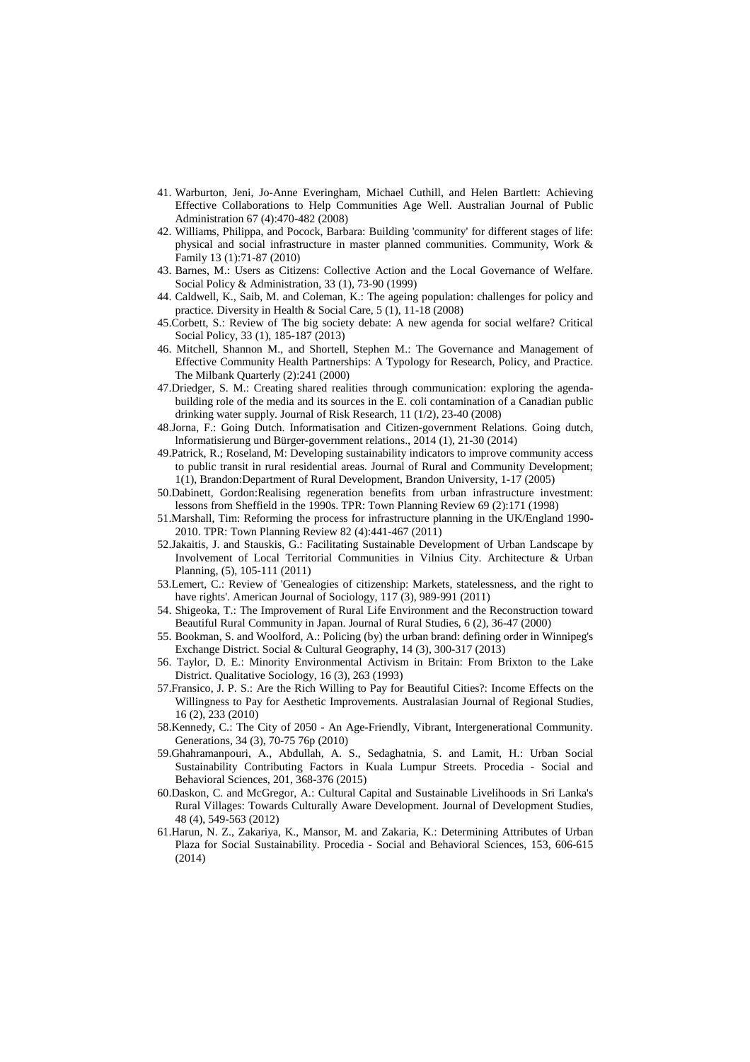41. Warburton, Jeni, Jo-Anne Everingham, Michael Cuthill, and Helen Bartlett: Achieving Effective Collaborations to Help Communities Age Well. Australian Journal of Public Administration 67 (4):470-482 (2008)
42. Williams, Philippa, and Pocock, Barbara: Building 'community' for different stages of life: physical and social infrastructure in master planned communities. Community, Work & Family 13 (1):71-87 (2010)
43. Barnes, M.: Users as Citizens: Collective Action and the Local Governance of Welfare. Social Policy & Administration, 33 (1), 73-90 (1999)
44. Caldwell, K., Saib, M. and Coleman, K.: The ageing population: challenges for policy and practice. Diversity in Health & Social Care, 5 (1), 11-18 (2008)
45. Corbett, S.: Review of The big society debate: A new agenda for social welfare? Critical Social Policy, 33 (1), 185-187 (2013)
46. Mitchell, Shannon M., and Shortell, Stephen M.: The Governance and Management of Effective Community Health Partnerships: A Typology for Research, Policy, and Practice. The Milbank Quarterly (2):241 (2000)
47. Driedger, S. M.: Creating shared realities through communication: exploring the agenda-building role of the media and its sources in the E. coli contamination of a Canadian public drinking water supply. Journal of Risk Research, 11 (1/2), 23-40 (2008)
48. Jorna, F.: Going Dutch. Informatisation and Citizen-government Relations. Going dutch, lnformatisierung und Bürger-government relations., 2014 (1), 21-30 (2014)
49. Patrick, R.; Roseland, M: Developing sustainability indicators to improve community access to public transit in rural residential areas. Journal of Rural and Community Development; 1(1), Brandon:Department of Rural Development, Brandon University, 1-17 (2005)
50. Dabinett, Gordon:Realising regeneration benefits from urban infrastructure investment: lessons from Sheffield in the 1990s. TPR: Town Planning Review 69 (2):171 (1998)
51. Marshall, Tim: Reforming the process for infrastructure planning in the UK/England 1990-2010. TPR: Town Planning Review 82 (4):441-467 (2011)
52. Jakaitis, J. and Stauskis, G.: Facilitating Sustainable Development of Urban Landscape by Involvement of Local Territorial Communities in Vilnius City. Architecture & Urban Planning, (5), 105-111 (2011)
53. Lemert, C.: Review of 'Genealogies of citizenship: Markets, statelessness, and the right to have rights'. American Journal of Sociology, 117 (3), 989-991 (2011)
54. Shigeoka, T.: The Improvement of Rural Life Environment and the Reconstruction toward Beautiful Rural Community in Japan. Journal of Rural Studies, 6 (2), 36-47 (2000)
55. Bookman, S. and Woolford, A.: Policing (by) the urban brand: defining order in Winnipeg's Exchange District. Social & Cultural Geography, 14 (3), 300-317 (2013)
56. Taylor, D. E.: Minority Environmental Activism in Britain: From Brixton to the Lake District. Qualitative Sociology, 16 (3), 263 (1993)
57. Fransico, J. P. S.: Are the Rich Willing to Pay for Beautiful Cities?: Income Effects on the Willingness to Pay for Aesthetic Improvements. Australasian Journal of Regional Studies, 16 (2), 233 (2010)
58. Kennedy, C.: The City of 2050 - An Age-Friendly, Vibrant, Intergenerational Community. Generations, 34 (3), 70-75 76p (2010)
59. Ghahramanpouri, A., Abdullah, A. S., Sedaghatnia, S. and Lamit, H.: Urban Social Sustainability Contributing Factors in Kuala Lumpur Streets. Procedia - Social and Behavioral Sciences, 201, 368-376 (2015)
60. Daskon, C. and McGregor, A.: Cultural Capital and Sustainable Livelihoods in Sri Lanka's Rural Villages: Towards Culturally Aware Development. Journal of Development Studies, 48 (4), 549-563 (2012)
61. Harun, N. Z., Zakariya, K., Mansor, M. and Zakaria, K.: Determining Attributes of Urban Plaza for Social Sustainability. Procedia - Social and Behavioral Sciences, 153, 606-615 (2014)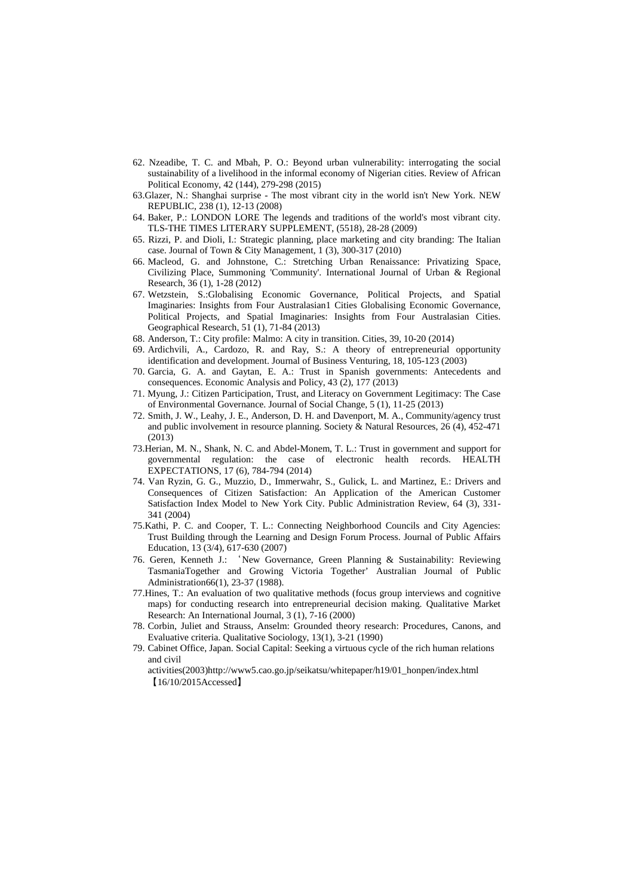62. Nzeadibe, T. C. and Mbah, P. O.: Beyond urban vulnerability: interrogating the social sustainability of a livelihood in the informal economy of Nigerian cities. Review of African Political Economy, 42 (144), 279-298 (2015)
63.Glazer, N.: Shanghai surprise - The most vibrant city in the world isn't New York. NEW REPUBLIC, 238 (1), 12-13 (2008)
64. Baker, P.: LONDON LORE The legends and traditions of the world's most vibrant city. TLS-THE TIMES LITERARY SUPPLEMENT, (5518), 28-28 (2009)
65. Rizzi, P. and Dioli, I.: Strategic planning, place marketing and city branding: The Italian case. Journal of Town & City Management, 1 (3), 300-317 (2010)
66. Macleod, G. and Johnstone, C.: Stretching Urban Renaissance: Privatizing Space, Civilizing Place, Summoning 'Community'. International Journal of Urban & Regional Research, 36 (1), 1-28 (2012)
67. Wetzstein, S.:Globalising Economic Governance, Political Projects, and Spatial Imaginaries: Insights from Four Australasian1 Cities Globalising Economic Governance, Political Projects, and Spatial Imaginaries: Insights from Four Australasian Cities. Geographical Research, 51 (1), 71-84 (2013)
68. Anderson, T.: City profile: Malmo: A city in transition. Cities, 39, 10-20 (2014)
69. Ardichvili, A., Cardozo, R. and Ray, S.: A theory of entrepreneurial opportunity identification and development. Journal of Business Venturing, 18, 105-123 (2003)
70. Garcia, G. A. and Gaytan, E. A.: Trust in Spanish governments: Antecedents and consequences. Economic Analysis and Policy, 43 (2), 177 (2013)
71. Myung, J.: Citizen Participation, Trust, and Literacy on Government Legitimacy: The Case of Environmental Governance. Journal of Social Change, 5 (1), 11-25 (2013)
72. Smith, J. W., Leahy, J. E., Anderson, D. H. and Davenport, M. A., Community/agency trust and public involvement in resource planning. Society & Natural Resources, 26 (4), 452-471 (2013)
73.Herian, M. N., Shank, N. C. and Abdel-Monem, T. L.: Trust in government and support for governmental regulation: the case of electronic health records. HEALTH EXPECTATIONS, 17 (6), 784-794 (2014)
74. Van Ryzin, G. G., Muzzio, D., Immerwahr, S., Gulick, L. and Martinez, E.: Drivers and Consequences of Citizen Satisfaction: An Application of the American Customer Satisfaction Index Model to New York City. Public Administration Review, 64 (3), 331-341 (2004)
75.Kathi, P. C. and Cooper, T. L.: Connecting Neighborhood Councils and City Agencies: Trust Building through the Learning and Design Forum Process. Journal of Public Affairs Education, 13 (3/4), 617-630 (2007)
76. Geren, Kenneth J.: ‘New Governance, Green Planning & Sustainability: Reviewing TasmaniaTogether and Growing Victoria Together’ Australian Journal of Public Administration66(1), 23-37 (1988).
77.Hines, T.: An evaluation of two qualitative methods (focus group interviews and cognitive maps) for conducting research into entrepreneurial decision making. Qualitative Market Research: An International Journal, 3 (1), 7-16 (2000)
78. Corbin, Juliet and Strauss, Anselm: Grounded theory research: Procedures, Canons, and Evaluative criteria. Qualitative Sociology, 13(1), 3-21 (1990)
79. Cabinet Office, Japan. Social Capital: Seeking a virtuous cycle of the rich human relations and civil activities(2003)http://www5.cao.go.jp/seikatsu/whitepaper/h19/01_honpen/index.html 【16/10/2015Accessed】